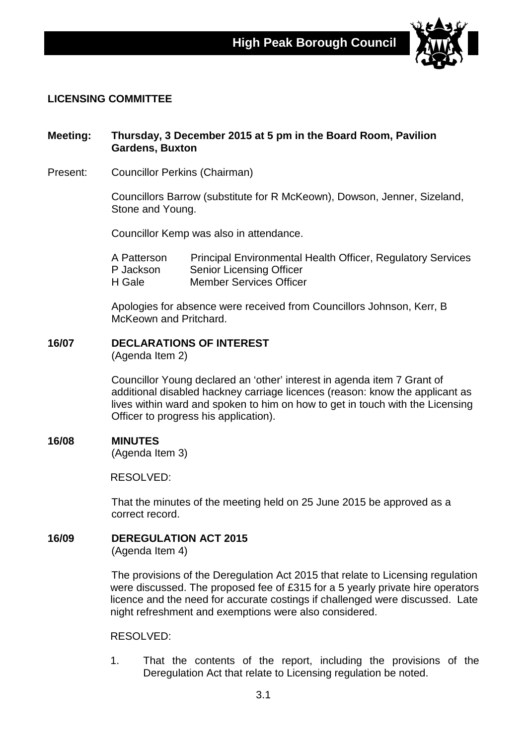**High Peak Borough Council**

## LICENSING COMMITTEE

**Meeting: Thursday, 3 December 2015 at 5 pm in the Board Room, Pavilion Gardens, Buxton**

Present: Councillor Perkins (Chairman)

Councillors Barrow (substitute for R McKeown), Dowson, Jenner, Sizeland, Stone and Young.

Councillor Kemp was also in attendance.

| | |
|---|---|
| A Patterson | Principal Environmental Health Officer, Regulatory Services |
| P Jackson | Senior Licensing Officer |
| H Gale | Member Services Officer |

Apologies for absence were received from Councillors Johnson, Kerr, B McKeown and Pritchard.

### 16/07 DECLARATIONS OF INTEREST
(Agenda Item 2)

Councillor Young declared an 'other' interest in agenda item 7 Grant of additional disabled hackney carriage licences (reason: know the applicant as lives within ward and spoken to him on how to get in touch with the Licensing Officer to progress his application).

### 16/08 MINUTES
(Agenda Item 3)

RESOLVED:

That the minutes of the meeting held on 25 June 2015 be approved as a correct record.

### 16/09 DEREGULATION ACT 2015
(Agenda Item 4)

The provisions of the Deregulation Act 2015 that relate to Licensing regulation were discussed. The proposed fee of £315 for a 5 yearly private hire operators licence and the need for accurate costings if challenged were discussed. Late night refreshment and exemptions were also considered.

RESOLVED:

1. That the contents of the report, including the provisions of the Deregulation Act that relate to Licensing regulation be noted.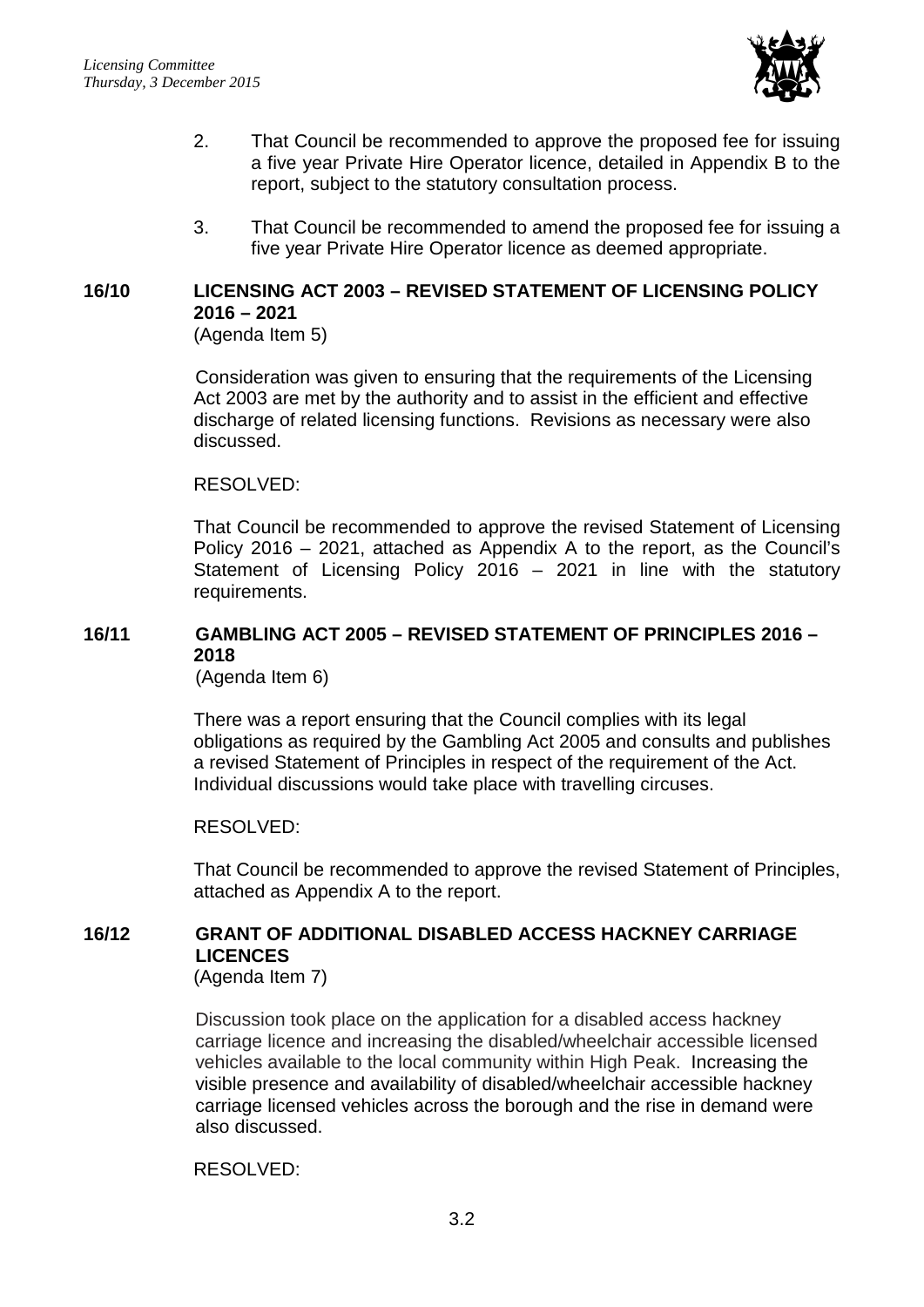2. That Council be recommended to approve the proposed fee for issuing a five year Private Hire Operator licence, detailed in Appendix B to the report, subject to the statutory consultation process.

3. That Council be recommended to amend the proposed fee for issuing a five year Private Hire Operator licence as deemed appropriate.

**16/10 LICENSING ACT 2003 – REVISED STATEMENT OF LICENSING POLICY 2016 – 2021**
(Agenda Item 5)

Consideration was given to ensuring that the requirements of the Licensing Act 2003 are met by the authority and to assist in the efficient and effective discharge of related licensing functions. Revisions as necessary were also discussed.

RESOLVED:

That Council be recommended to approve the revised Statement of Licensing Policy 2016 – 2021, attached as Appendix A to the report, as the Council's Statement of Licensing Policy 2016 – 2021 in line with the statutory requirements.

**16/11 GAMBLING ACT 2005 – REVISED STATEMENT OF PRINCIPLES 2016 – 2018**
(Agenda Item 6)

There was a report ensuring that the Council complies with its legal obligations as required by the Gambling Act 2005 and consults and publishes a revised Statement of Principles in respect of the requirement of the Act. Individual discussions would take place with travelling circuses.

RESOLVED:

That Council be recommended to approve the revised Statement of Principles, attached as Appendix A to the report.

**16/12 GRANT OF ADDITIONAL DISABLED ACCESS HACKNEY CARRIAGE LICENCES**
(Agenda Item 7)

Discussion took place on the application for a disabled access hackney carriage licence and increasing the disabled/wheelchair accessible licensed vehicles available to the local community within High Peak. Increasing the visible presence and availability of disabled/wheelchair accessible hackney carriage licensed vehicles across the borough and the rise in demand were also discussed.

RESOLVED: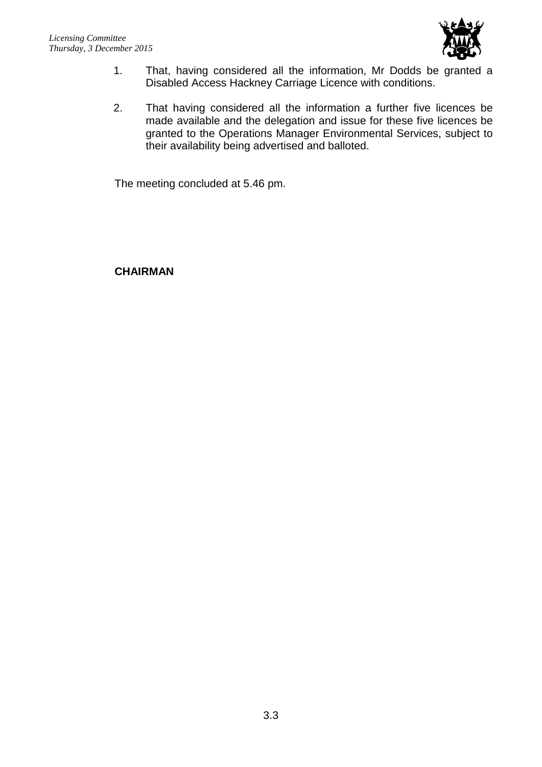1. That, having considered all the information, Mr Dodds be granted a Disabled Access Hackney Carriage Licence with conditions.

2. That having considered all the information a further five licences be made available and the delegation and issue for these five licences be granted to the Operations Manager Environmental Services, subject to their availability being advertised and balloted.

The meeting concluded at 5.46 pm.

**CHAIRMAN**